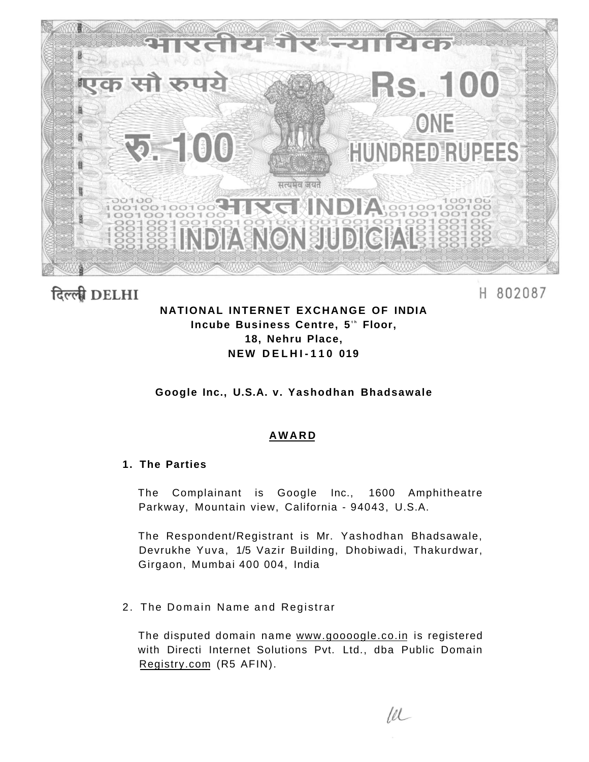भारतीय गैर न्यायिक

एक सौ रुपये Rs. 100

रु. 100 ONE HUNDRED RUPEES

सत्यमेव जयते

भारत INDIA

INDIA NON JUDICIAL

दिल्ली DELHI

H 802087

**NATIONAL INTERNET EXCHANGE OF INDIA**
**Incube Business Centre, 5th Floor,**
**18, Nehru Place,**
**NEW DELHI-110 019**

**Google Inc., U.S.A. v. Yashodhan Bhadsawale**

## AWARD

### 1. The Parties

The Complainant is Google Inc., 1600 Amphitheatre Parkway, Mountain view, California - 94043, U.S.A.

The Respondent/Registrant is Mr. Yashodhan Bhadsawale, Devrukhe Yuva, 1/5 Vazir Building, Dhobiwadi, Thakurdwar, Girgaon, Mumbai 400 004, India

### 2. The Domain Name and Registrar

The disputed domain name www.goooogle.co.in is registered with Directi Internet Solutions Pvt. Ltd., dba Public Domain Registry.com (R5 AFIN).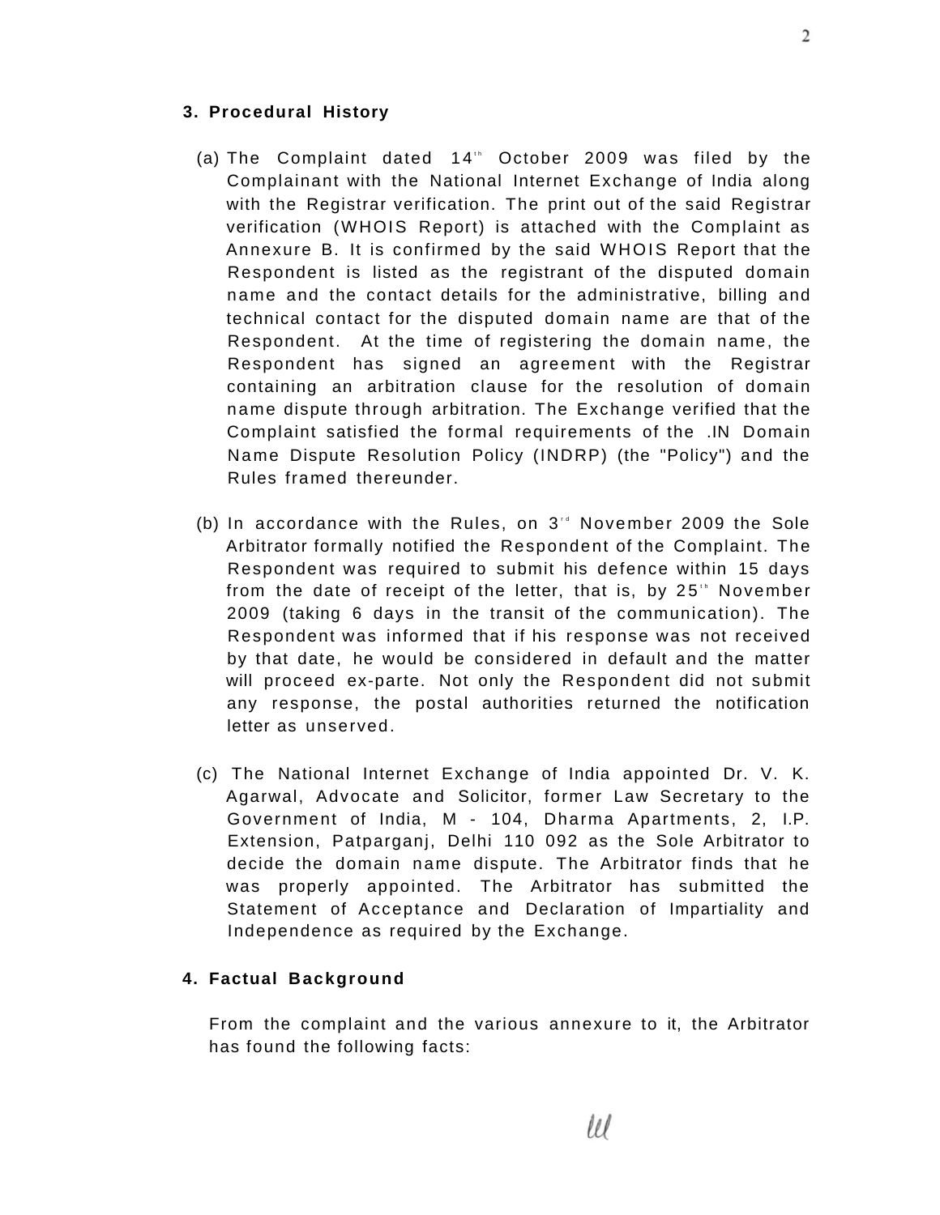## 3. Procedural History

(a) The Complaint dated 14th October 2009 was filed by the Complainant with the National Internet Exchange of India along with the Registrar verification. The print out of the said Registrar verification (WHOIS Report) is attached with the Complaint as Annexure B. It is confirmed by the said WHOIS Report that the Respondent is listed as the registrant of the disputed domain name and the contact details for the administrative, billing and technical contact for the disputed domain name are that of the Respondent. At the time of registering the domain name, the Respondent has signed an agreement with the Registrar containing an arbitration clause for the resolution of domain name dispute through arbitration. The Exchange verified that the Complaint satisfied the formal requirements of the .IN Domain Name Dispute Resolution Policy (INDRP) (the "Policy") and the Rules framed thereunder.

(b) In accordance with the Rules, on 3rd November 2009 the Sole Arbitrator formally notified the Respondent of the Complaint. The Respondent was required to submit his defence within 15 days from the date of receipt of the letter, that is, by 25th November 2009 (taking 6 days in the transit of the communication). The Respondent was informed that if his response was not received by that date, he would be considered in default and the matter will proceed ex-parte. Not only the Respondent did not submit any response, the postal authorities returned the notification letter as unserved.

(c) The National Internet Exchange of India appointed Dr. V. K. Agarwal, Advocate and Solicitor, former Law Secretary to the Government of India, M - 104, Dharma Apartments, 2, I.P. Extension, Patparganj, Delhi 110 092 as the Sole Arbitrator to decide the domain name dispute. The Arbitrator finds that he was properly appointed. The Arbitrator has submitted the Statement of Acceptance and Declaration of Impartiality and Independence as required by the Exchange.

## 4. Factual Background

From the complaint and the various annexure to it, the Arbitrator has found the following facts: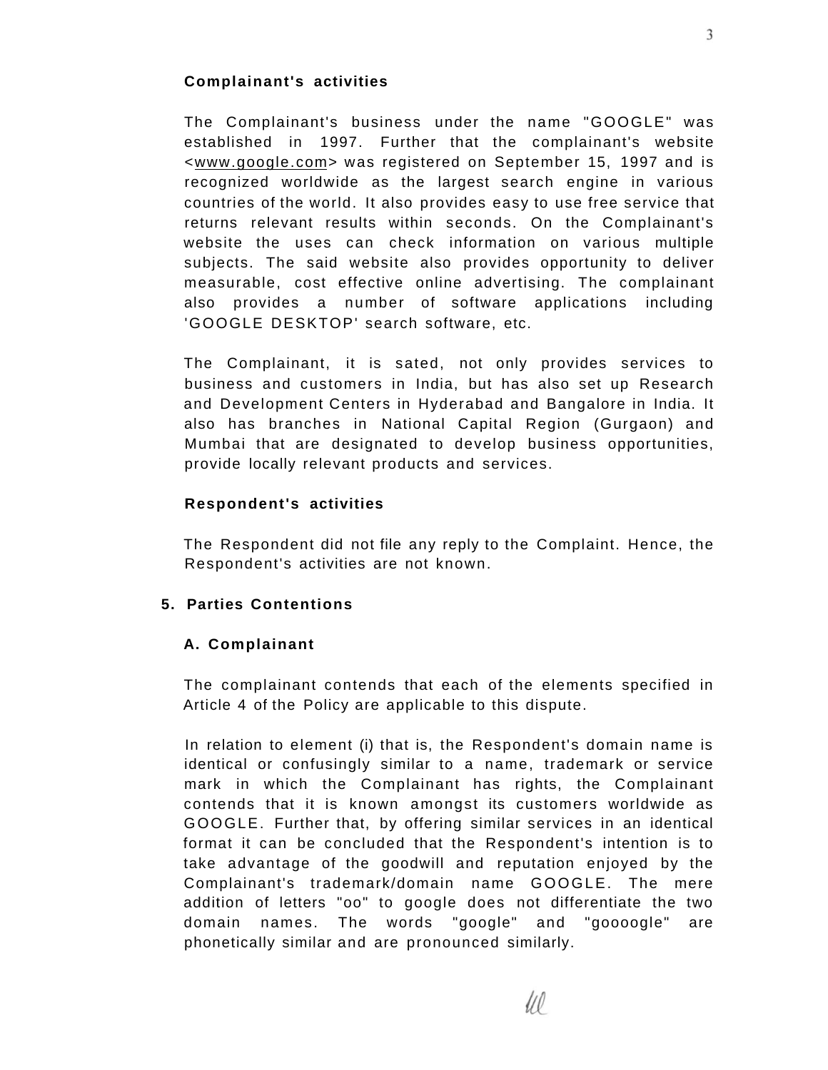**Complainant's activities**

The Complainant's business under the name "GOOGLE" was established in 1997. Further that the complainant's website <www.google.com> was registered on September 15, 1997 and is recognized worldwide as the largest search engine in various countries of the world. It also provides easy to use free service that returns relevant results within seconds. On the Complainant's website the uses can check information on various multiple subjects. The said website also provides opportunity to deliver measurable, cost effective online advertising. The complainant also provides a number of software applications including 'GOOGLE DESKTOP' search software, etc.

The Complainant, it is sated, not only provides services to business and customers in India, but has also set up Research and Development Centers in Hyderabad and Bangalore in India. It also has branches in National Capital Region (Gurgaon) and Mumbai that are designated to develop business opportunities, provide locally relevant products and services.

**Respondent's activities**

The Respondent did not file any reply to the Complaint. Hence, the Respondent's activities are not known.

## 5. Parties Contentions

### A. Complainant

The complainant contends that each of the elements specified in Article 4 of the Policy are applicable to this dispute.

In relation to element (i) that is, the Respondent's domain name is identical or confusingly similar to a name, trademark or service mark in which the Complainant has rights, the Complainant contends that it is known amongst its customers worldwide as GOOGLE. Further that, by offering similar services in an identical format it can be concluded that the Respondent's intention is to take advantage of the goodwill and reputation enjoyed by the Complainant's trademark/domain name GOOGLE. The mere addition of letters "oo" to google does not differentiate the two domain names. The words "google" and "goooogle" are phonetically similar and are pronounced similarly.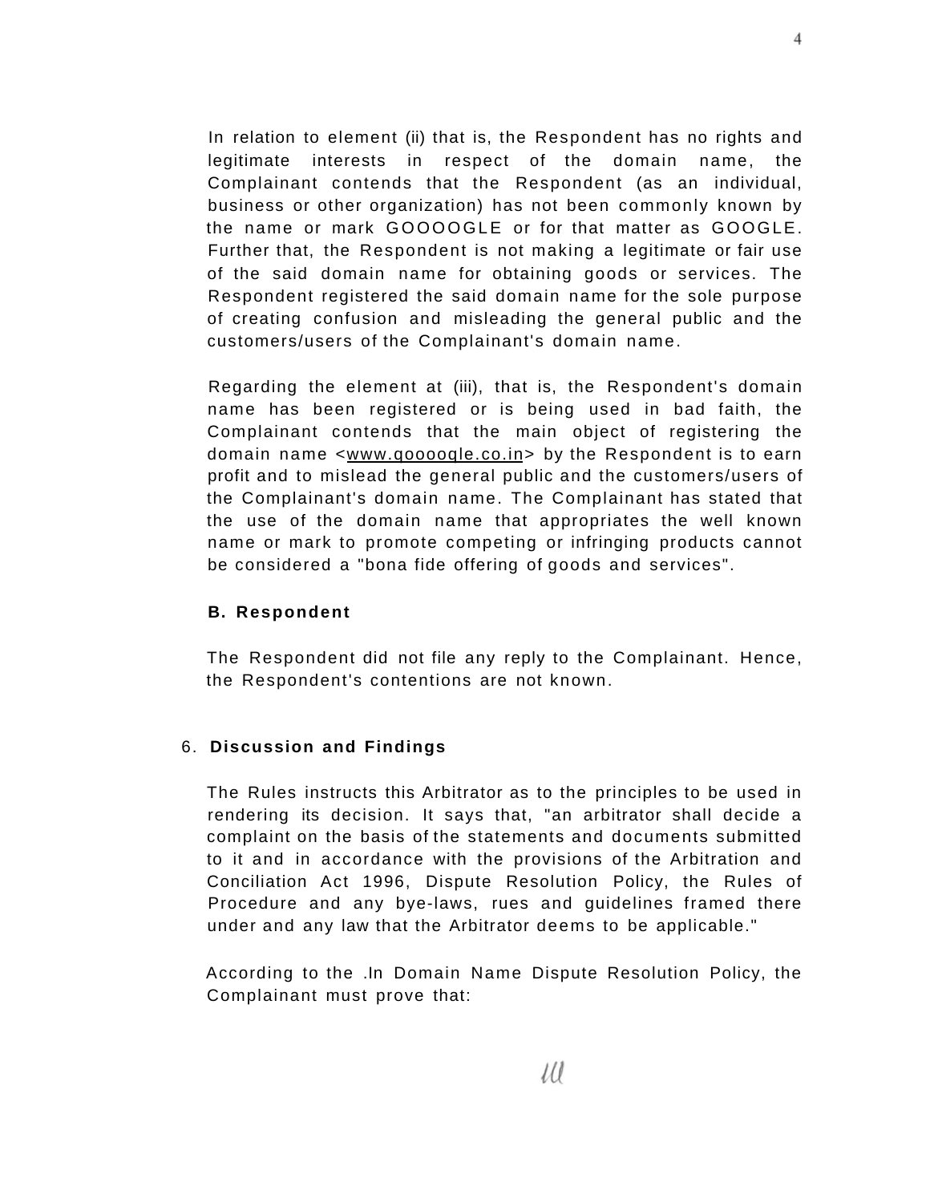In relation to element (ii) that is, the Respondent has no rights and legitimate interests in respect of the domain name, the Complainant contends that the Respondent (as an individual, business or other organization) has not been commonly known by the name or mark GOOOOGLE or for that matter as GOOGLE. Further that, the Respondent is not making a legitimate or fair use of the said domain name for obtaining goods or services. The Respondent registered the said domain name for the sole purpose of creating confusion and misleading the general public and the customers/users of the Complainant's domain name.

Regarding the element at (iii), that is, the Respondent's domain name has been registered or is being used in bad faith, the Complainant contends that the main object of registering the domain name <www.qooooqle.co.in> by the Respondent is to earn profit and to mislead the general public and the customers/users of the Complainant's domain name. The Complainant has stated that the use of the domain name that appropriates the well known name or mark to promote competing or infringing products cannot be considered a "bona fide offering of goods and services".

**B. Respondent**

The Respondent did not file any reply to the Complainant. Hence, the Respondent's contentions are not known.

## 6. Discussion and Findings

The Rules instructs this Arbitrator as to the principles to be used in rendering its decision. It says that, "an arbitrator shall decide a complaint on the basis of the statements and documents submitted to it and in accordance with the provisions of the Arbitration and Conciliation Act 1996, Dispute Resolution Policy, the Rules of Procedure and any bye-laws, rues and guidelines framed there under and any law that the Arbitrator deems to be applicable."

According to the .In Domain Name Dispute Resolution Policy, the Complainant must prove that: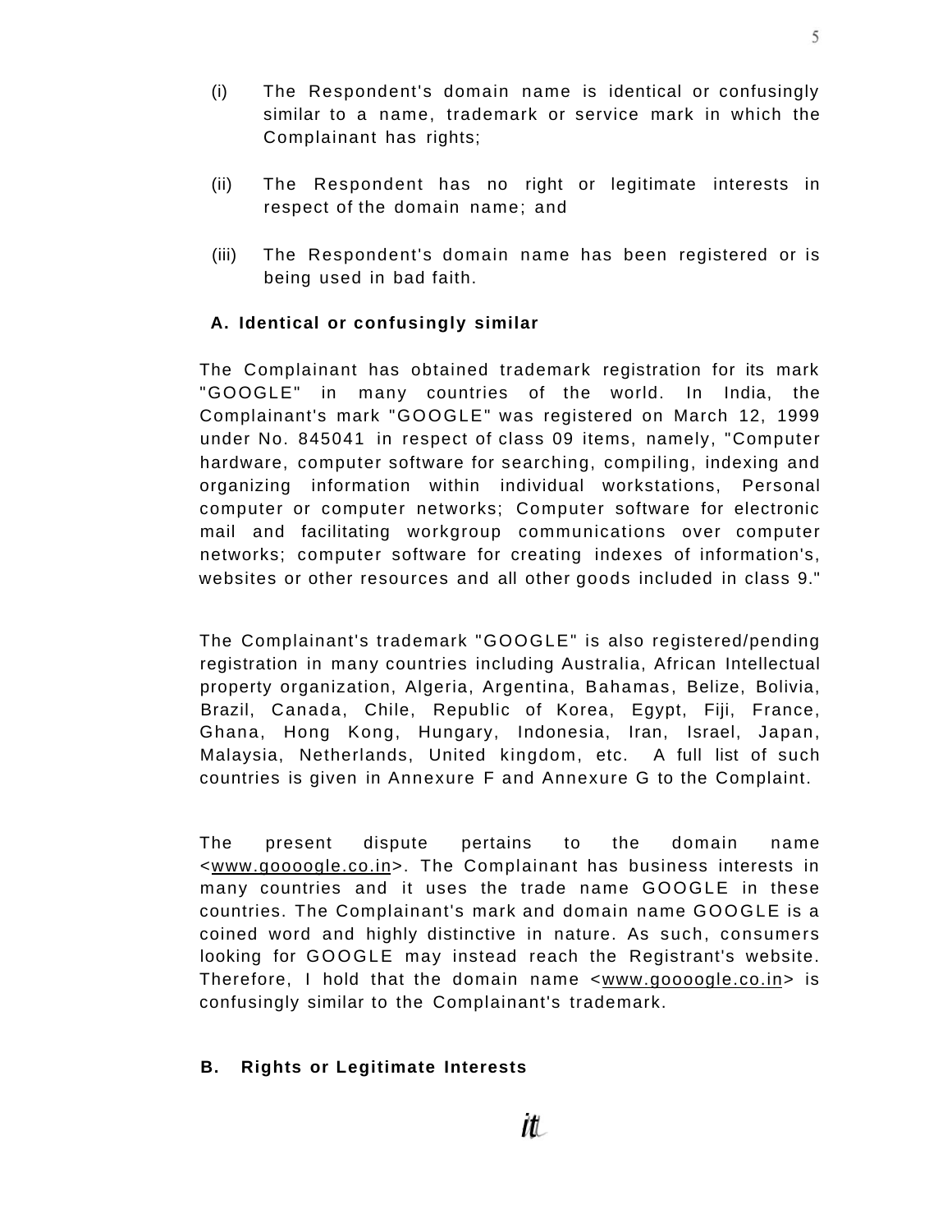(i) The Respondent's domain name is identical or confusingly similar to a name, trademark or service mark in which the Complainant has rights;

(ii) The Respondent has no right or legitimate interests in respect of the domain name; and

(iii) The Respondent's domain name has been registered or is being used in bad faith.

**A. Identical or confusingly similar**

The Complainant has obtained trademark registration for its mark "GOOGLE" in many countries of the world. In India, the Complainant's mark "GOOGLE" was registered on March 12, 1999 under No. 845041 in respect of class 09 items, namely, "Computer hardware, computer software for searching, compiling, indexing and organizing information within individual workstations, Personal computer or computer networks; Computer software for electronic mail and facilitating workgroup communications over computer networks; computer software for creating indexes of information's, websites or other resources and all other goods included in class 9."

The Complainant's trademark "GOOGLE" is also registered/pending registration in many countries including Australia, African Intellectual property organization, Algeria, Argentina, Bahamas, Belize, Bolivia, Brazil, Canada, Chile, Republic of Korea, Egypt, Fiji, France, Ghana, Hong Kong, Hungary, Indonesia, Iran, Israel, Japan, Malaysia, Netherlands, United kingdom, etc. A full list of such countries is given in Annexure F and Annexure G to the Complaint.

The present dispute pertains to the domain name <www.goooogle.co.in>. The Complainant has business interests in many countries and it uses the trade name GOOGLE in these countries. The Complainant's mark and domain name GOOGLE is a coined word and highly distinctive in nature. As such, consumers looking for GOOGLE may instead reach the Registrant's website. Therefore, I hold that the domain name <www.goooogle.co.in> is confusingly similar to the Complainant's trademark.

**B. Rights or Legitimate Interests**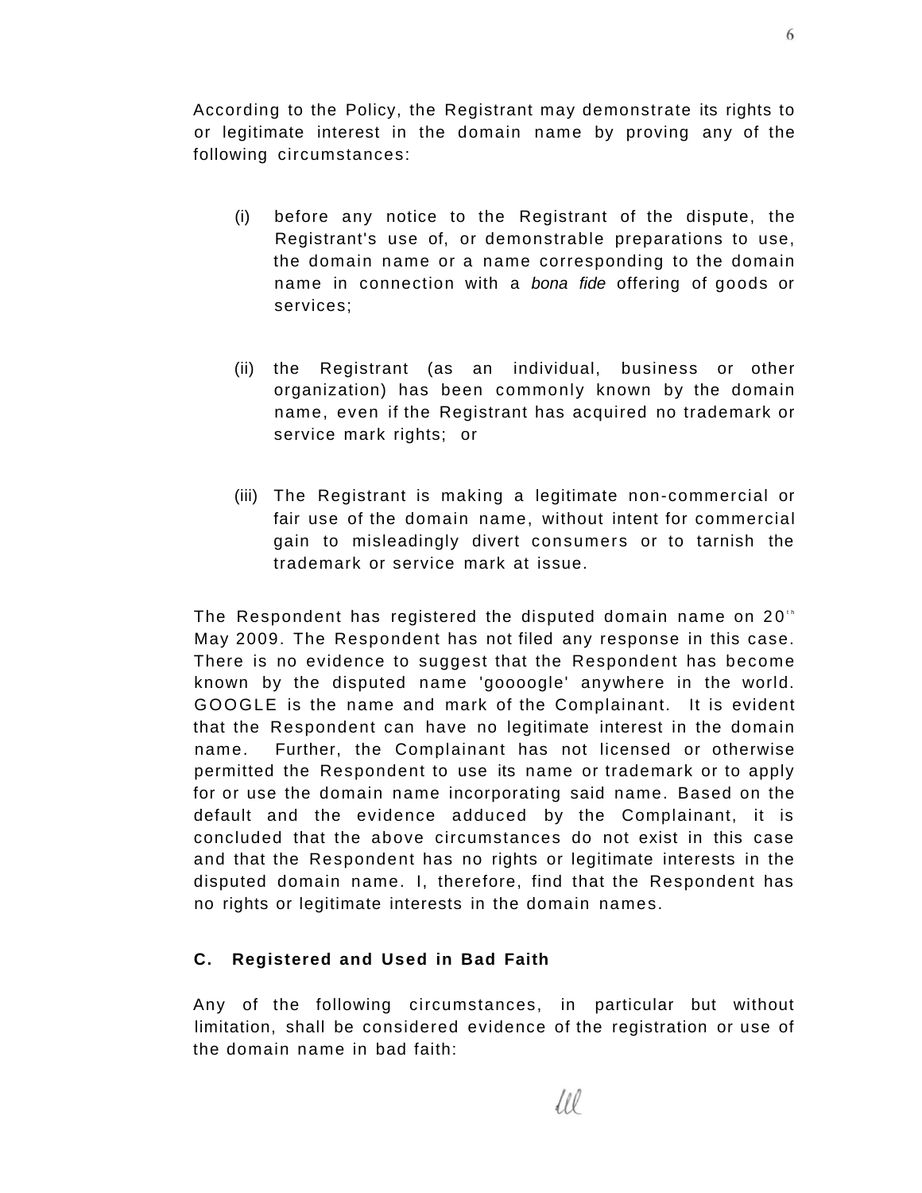According to the Policy, the Registrant may demonstrate its rights to or legitimate interest in the domain name by proving any of the following circumstances:

(i) before any notice to the Registrant of the dispute, the Registrant's use of, or demonstrable preparations to use, the domain name or a name corresponding to the domain name in connection with a *bona fide* offering of goods or services;

(ii) the Registrant (as an individual, business or other organization) has been commonly known by the domain name, even if the Registrant has acquired no trademark or service mark rights; or

(iii) The Registrant is making a legitimate non-commercial or fair use of the domain name, without intent for commercial gain to misleadingly divert consumers or to tarnish the trademark or service mark at issue.

The Respondent has registered the disputed domain name on 20th May 2009. The Respondent has not filed any response in this case. There is no evidence to suggest that the Respondent has become known by the disputed name 'goooogle' anywhere in the world. GOOGLE is the name and mark of the Complainant. It is evident that the Respondent can have no legitimate interest in the domain name. Further, the Complainant has not licensed or otherwise permitted the Respondent to use its name or trademark or to apply for or use the domain name incorporating said name. Based on the default and the evidence adduced by the Complainant, it is concluded that the above circumstances do not exist in this case and that the Respondent has no rights or legitimate interests in the disputed domain name. I, therefore, find that the Respondent has no rights or legitimate interests in the domain names.

**C. Registered and Used in Bad Faith**

Any of the following circumstances, in particular but without limitation, shall be considered evidence of the registration or use of the domain name in bad faith: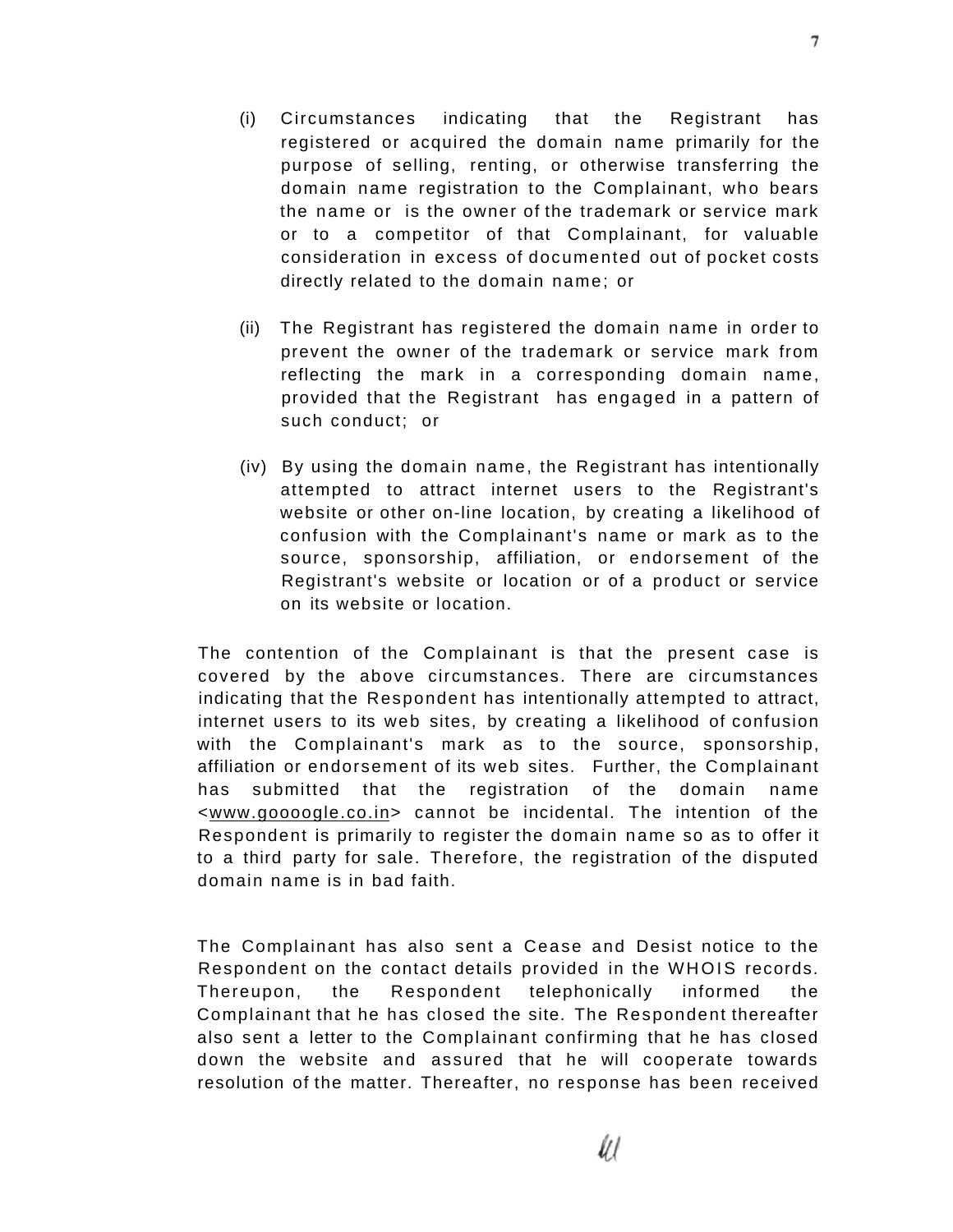(i) Circumstances indicating that the Registrant has registered or acquired the domain name primarily for the purpose of selling, renting, or otherwise transferring the domain name registration to the Complainant, who bears the name or is the owner of the trademark or service mark or to a competitor of that Complainant, for valuable consideration in excess of documented out of pocket costs directly related to the domain name; or

(ii) The Registrant has registered the domain name in order to prevent the owner of the trademark or service mark from reflecting the mark in a corresponding domain name, provided that the Registrant has engaged in a pattern of such conduct; or

(iv) By using the domain name, the Registrant has intentionally attempted to attract internet users to the Registrant's website or other on-line location, by creating a likelihood of confusion with the Complainant's name or mark as to the source, sponsorship, affiliation, or endorsement of the Registrant's website or location or of a product or service on its website or location.

The contention of the Complainant is that the present case is covered by the above circumstances. There are circumstances indicating that the Respondent has intentionally attempted to attract, internet users to its web sites, by creating a likelihood of confusion with the Complainant's mark as to the source, sponsorship, affiliation or endorsement of its web sites. Further, the Complainant has submitted that the registration of the domain name <www.goooogle.co.in> cannot be incidental. The intention of the Respondent is primarily to register the domain name so as to offer it to a third party for sale. Therefore, the registration of the disputed domain name is in bad faith.

The Complainant has also sent a Cease and Desist notice to the Respondent on the contact details provided in the WHOIS records. Thereupon, the Respondent telephonically informed the Complainant that he has closed the site. The Respondent thereafter also sent a letter to the Complainant confirming that he has closed down the website and assured that he will cooperate towards resolution of the matter. Thereafter, no response has been received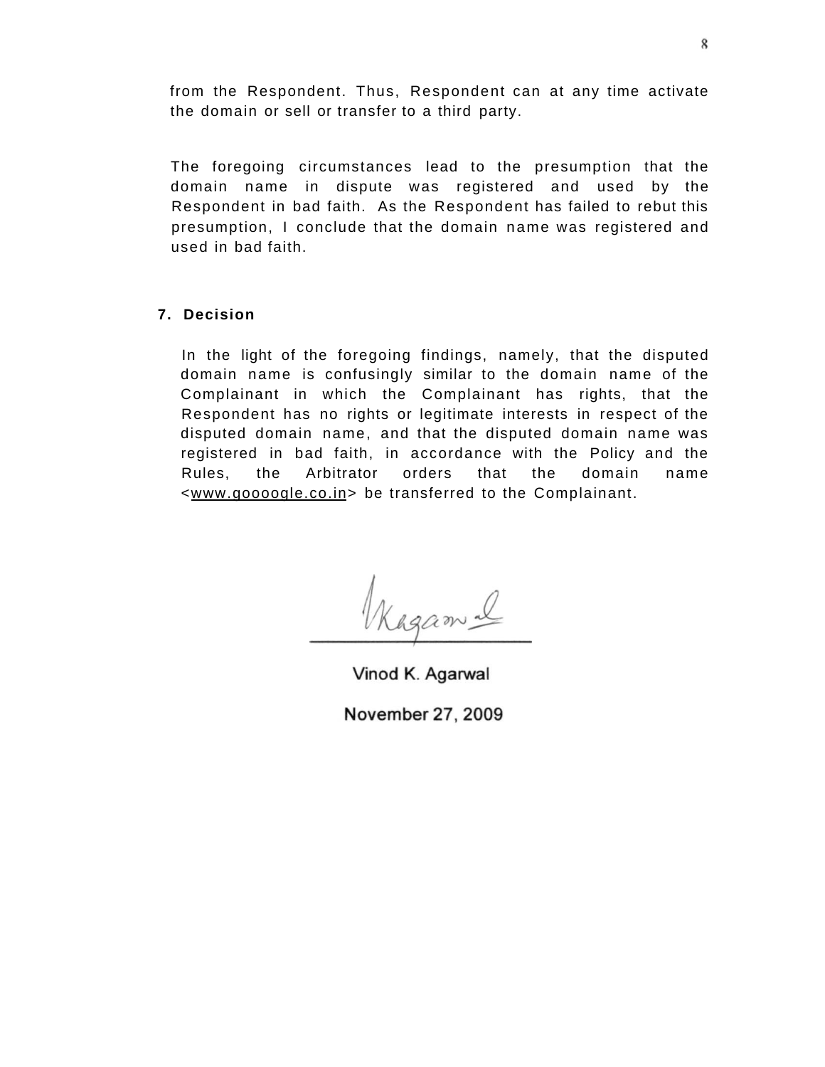from the Respondent. Thus, Respondent can at any time activate the domain or sell or transfer to a third party.

The foregoing circumstances lead to the presumption that the domain name in dispute was registered and used by the Respondent in bad faith. As the Respondent has failed to rebut this presumption, I conclude that the domain name was registered and used in bad faith.

## 7. Decision

In the light of the foregoing findings, namely, that the disputed domain name is confusingly similar to the domain name of the Complainant in which the Complainant has rights, that the Respondent has no rights or legitimate interests in respect of the disputed domain name, and that the disputed domain name was registered in bad faith, in accordance with the Policy and the Rules, the Arbitrator orders that the domain name <www.gooooogle.co.in> be transferred to the Complainant.

Vinod K. Agarwal

November 27, 2009